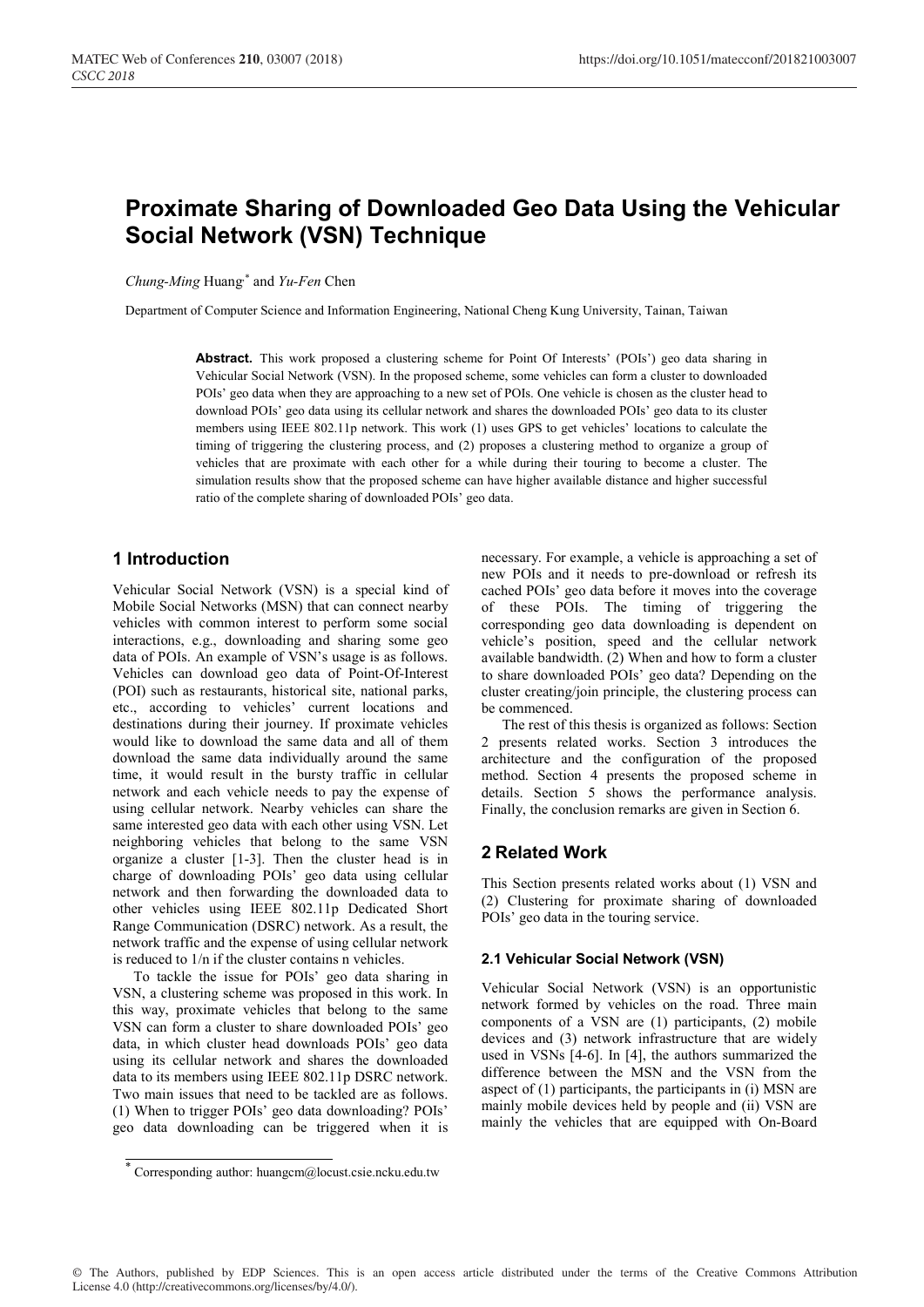# Proximate Sharing of Downloaded Geo Data Using the Vehicular Social Network (VSN) Technique

*Chung-Ming* Huang* and *Yu-Fen* Chen

Department of Computer Science and Information Engineering, National Cheng Kung University, Tainan, Taiwan

**Abstract.** This work proposed a clustering scheme for Point Of Interests' (POIs') geo data sharing in Vehicular Social Network (VSN). In the proposed scheme, some vehicles can form a cluster to downloaded POIs' geo data when they are approaching to a new set of POIs. One vehicle is chosen as the cluster head to download POIs' geo data using its cellular network and shares the downloaded POIs' geo data to its cluster members using IEEE 802.11p network. This work (1) uses GPS to get vehicles' locations to calculate the timing of triggering the clustering process, and (2) proposes a clustering method to organize a group of vehicles that are proximate with each other for a while during their touring to become a cluster. The simulation results show that the proposed scheme can have higher available distance and higher successful ratio of the complete sharing of downloaded POIs' geo data.

## 1 Introduction

Vehicular Social Network (VSN) is a special kind of Mobile Social Networks (MSN) that can connect nearby vehicles with common interest to perform some social interactions, e.g., downloading and sharing some geo data of POIs. An example of VSN's usage is as follows. Vehicles can download geo data of Point-Of-Interest (POI) such as restaurants, historical site, national parks, etc., according to vehicles' current locations and destinations during their journey. If proximate vehicles would like to download the same data and all of them download the same data individually around the same time, it would result in the bursty traffic in cellular network and each vehicle needs to pay the expense of using cellular network. Nearby vehicles can share the same interested geo data with each other using VSN. Let neighboring vehicles that belong to the same VSN organize a cluster [1-3]. Then the cluster head is in charge of downloading POIs' geo data using cellular network and then forwarding the downloaded data to other vehicles using IEEE 802.11p Dedicated Short Range Communication (DSRC) network. As a result, the network traffic and the expense of using cellular network is reduced to 1/n if the cluster contains n vehicles.

To tackle the issue for POIs' geo data sharing in VSN, a clustering scheme was proposed in this work. In this way, proximate vehicles that belong to the same VSN can form a cluster to share downloaded POIs' geo data, in which cluster head downloads POIs' geo data using its cellular network and shares the downloaded data to its members using IEEE 802.11p DSRC network. Two main issues that need to be tackled are as follows. (1) When to trigger POIs' geo data downloading? POIs' geo data downloading can be triggered when it is necessary. For example, a vehicle is approaching a set of new POIs and it needs to pre-download or refresh its cached POIs' geo data before it moves into the coverage of these POIs. The timing of triggering the corresponding geo data downloading is dependent on vehicle's position, speed and the cellular network available bandwidth. (2) When and how to form a cluster to share downloaded POIs' geo data? Depending on the cluster creating/join principle, the clustering process can be commenced.

The rest of this thesis is organized as follows: Section 2 presents related works. Section 3 introduces the architecture and the configuration of the proposed method. Section 4 presents the proposed scheme in details. Section 5 shows the performance analysis. Finally, the conclusion remarks are given in Section 6.

## 2 Related Work

This Section presents related works about (1) VSN and (2) Clustering for proximate sharing of downloaded POIs' geo data in the touring service.

### 2.1 Vehicular Social Network (VSN)

Vehicular Social Network (VSN) is an opportunistic network formed by vehicles on the road. Three main components of a VSN are (1) participants, (2) mobile devices and (3) network infrastructure that are widely used in VSNs [4-6]. In [4], the authors summarized the difference between the MSN and the VSN from the aspect of (1) participants, the participants in (i) MSN are mainly mobile devices held by people and (ii) VSN are mainly the vehicles that are equipped with On-Board

* Corresponding author: huangcm@locust.csie.ncku.edu.tw

© The Authors, published by EDP Sciences. This is an open access article distributed under the terms of the Creative Commons Attribution License 4.0 (http://creativecommons.org/licenses/by/4.0/).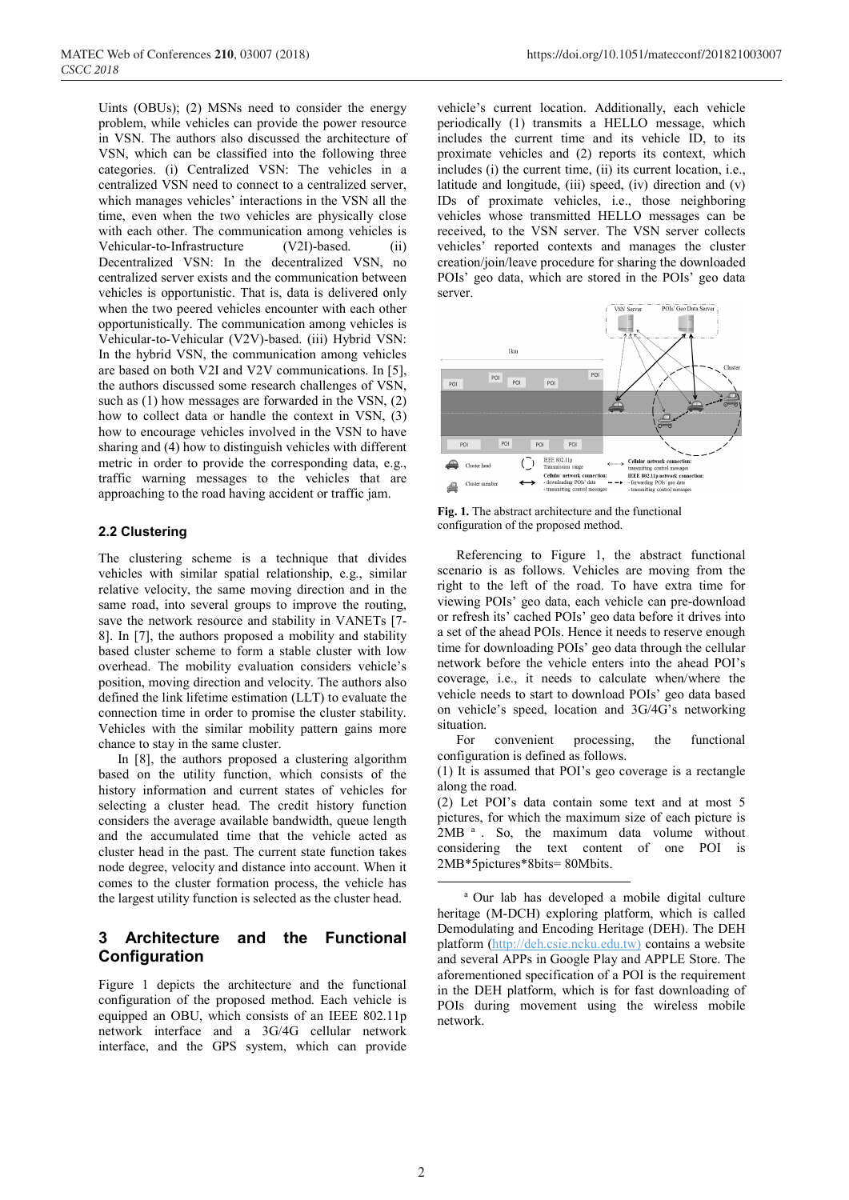Uints (OBUs); (2) MSNs need to consider the energy problem, while vehicles can provide the power resource in VSN. The authors also discussed the architecture of VSN, which can be classified into the following three categories. (i) Centralized VSN: The vehicles in a centralized VSN need to connect to a centralized server, which manages vehicles' interactions in the VSN all the time, even when the two vehicles are physically close with each other. The communication among vehicles is Vehicular-to-Infrastructure (V2I)-based. (ii) Decentralized VSN: In the decentralized VSN, no centralized server exists and the communication between vehicles is opportunistic. That is, data is delivered only when the two peered vehicles encounter with each other opportunistically. The communication among vehicles is Vehicular-to-Vehicular (V2V)-based. (iii) Hybrid VSN: In the hybrid VSN, the communication among vehicles are based on both V2I and V2V communications. In [5], the authors discussed some research challenges of VSN, such as (1) how messages are forwarded in the VSN, (2) how to collect data or handle the context in VSN, (3) how to encourage vehicles involved in the VSN to have sharing and (4) how to distinguish vehicles with different metric in order to provide the corresponding data, e.g., traffic warning messages to the vehicles that are approaching to the road having accident or traffic jam.

### 2.2 Clustering

The clustering scheme is a technique that divides vehicles with similar spatial relationship, e.g., similar relative velocity, the same moving direction and in the same road, into several groups to improve the routing, save the network resource and stability in VANETs [7-8]. In [7], the authors proposed a mobility and stability based cluster scheme to form a stable cluster with low overhead. The mobility evaluation considers vehicle's position, moving direction and velocity. The authors also defined the link lifetime estimation (LLT) to evaluate the connection time in order to promise the cluster stability. Vehicles with the similar mobility pattern gains more chance to stay in the same cluster.

In [8], the authors proposed a clustering algorithm based on the utility function, which consists of the history information and current states of vehicles for selecting a cluster head. The credit history function considers the average available bandwidth, queue length and the accumulated time that the vehicle acted as cluster head in the past. The current state function takes node degree, velocity and distance into account. When it comes to the cluster formation process, the vehicle has the largest utility function is selected as the cluster head.

## 3 Architecture and the Functional Configuration

Figure 1 depicts the architecture and the functional configuration of the proposed method. Each vehicle is equipped an OBU, which consists of an IEEE 802.11p network interface and a 3G/4G cellular network interface, and the GPS system, which can provide vehicle's current location. Additionally, each vehicle periodically (1) transmits a HELLO message, which includes the current time and its vehicle ID, to its proximate vehicles and (2) reports its context, which includes (i) the current time, (ii) its current location, i.e., latitude and longitude, (iii) speed, (iv) direction and (v) IDs of proximate vehicles, i.e., those neighboring vehicles whose transmitted HELLO messages can be received, to the VSN server. The VSN server collects vehicles' reported contexts and manages the cluster creation/join/leave procedure for sharing the downloaded POIs' geo data, which are stored in the POIs' geo data server.

**Fig. 1.** The abstract architecture and the functional configuration of the proposed method.

Referencing to Figure 1, the abstract functional scenario is as follows. Vehicles are moving from the right to the left of the road. To have extra time for viewing POIs' geo data, each vehicle can pre-download or refresh its' cached POIs' geo data before it drives into a set of the ahead POIs. Hence it needs to reserve enough time for downloading POIs' geo data through the cellular network before the vehicle enters into the ahead POI's coverage, i.e., it needs to calculate when/where the vehicle needs to start to download POIs' geo data based on vehicle's speed, location and 3G/4G's networking situation.

For convenient processing, the functional configuration is defined as follows.

(1) It is assumed that POI's geo coverage is a rectangle along the road.

(2) Let POI's data contain some text and at most 5 pictures, for which the maximum size of each picture is 2MB [a]. So, the maximum data volume without considering the text content of one POI is 2MB*5pictures*8bits= 80Mbits.

[a] Our lab has developed a mobile digital culture heritage (M-DCH) exploring platform, which is called Demodulating and Encoding Heritage (DEH). The DEH platform (http://deh.csie.ncku.edu.tw) contains a website and several APPs in Google Play and APPLE Store. The aforementioned specification of a POI is the requirement in the DEH platform, which is for fast downloading of POIs during movement using the wireless mobile network.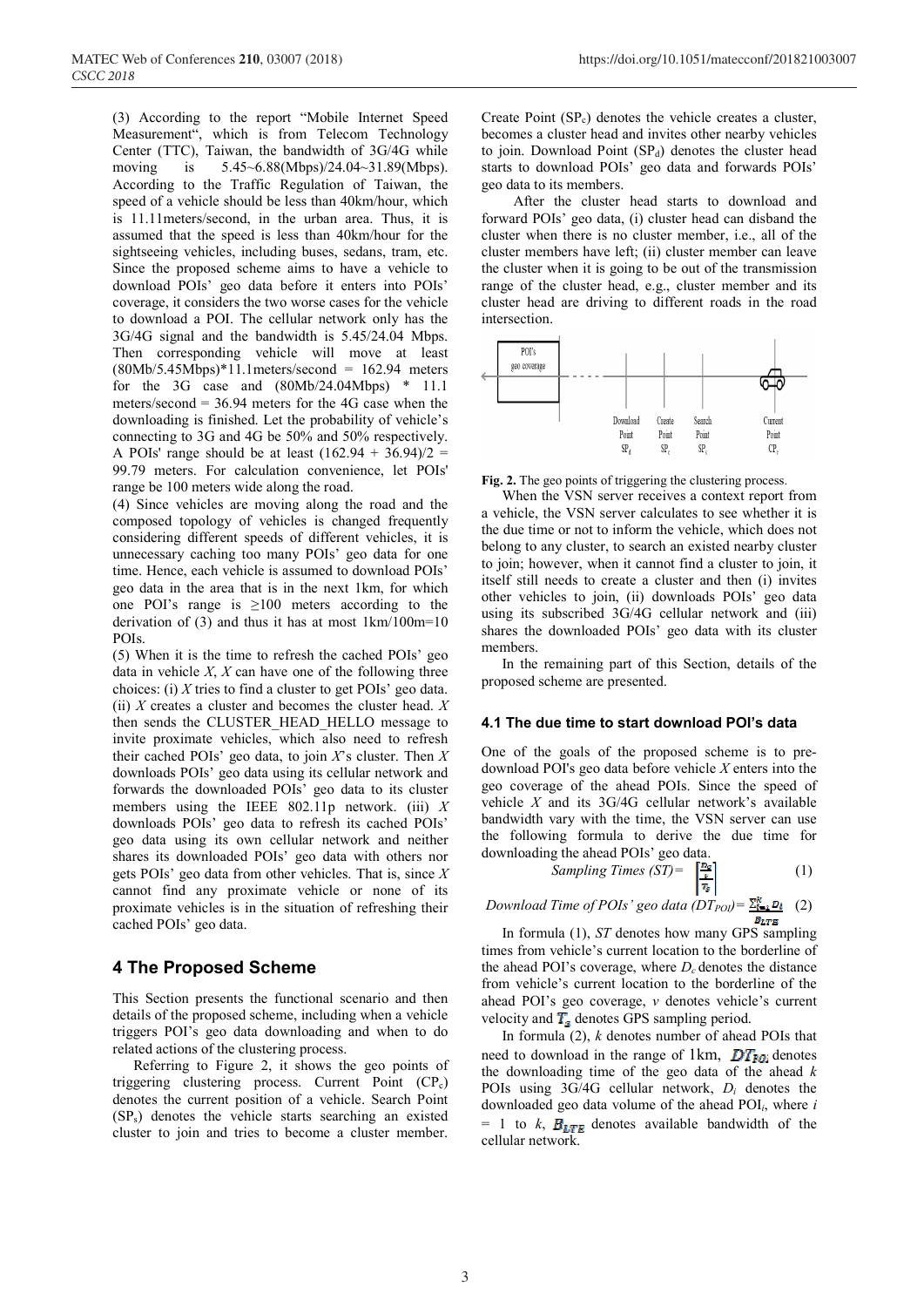(3) According to the report "Mobile Internet Speed Measurement", which is from Telecom Technology Center (TTC), Taiwan, the bandwidth of 3G/4G while moving is 5.45~6.88(Mbps)/24.04~31.89(Mbps). According to the Traffic Regulation of Taiwan, the speed of a vehicle should be less than 40km/hour, which is 11.11meters/second, in the urban area. Thus, it is assumed that the speed is less than 40km/hour for the sightseeing vehicles, including buses, sedans, tram, etc. Since the proposed scheme aims to have a vehicle to download POIs' geo data before it enters into POIs' coverage, it considers the two worse cases for the vehicle to download a POI. The cellular network only has the 3G/4G signal and the bandwidth is 5.45/24.04 Mbps. Then corresponding vehicle will move at least (80Mb/5.45Mbps)*11.1meters/second = 162.94 meters for the 3G case and (80Mb/24.04Mbps) * 11.1 meters/second = 36.94 meters for the 4G case when the downloading is finished. Let the probability of vehicle's connecting to 3G and 4G be 50% and 50% respectively. A POIs' range should be at least (162.94 + 36.94)/2 = 99.79 meters. For calculation convenience, let POIs' range be 100 meters wide along the road.

(4) Since vehicles are moving along the road and the composed topology of vehicles is changed frequently considering different speeds of different vehicles, it is unnecessary caching too many POIs' geo data for one time. Hence, each vehicle is assumed to download POIs' geo data in the area that is in the next 1km, for which one POI's range is ≥100 meters according to the derivation of (3) and thus it has at most 1km/100m=10 POIs.

(5) When it is the time to refresh the cached POIs' geo data in vehicle *X*, *X* can have one of the following three choices: (i) *X* tries to find a cluster to get POIs' geo data. (ii) *X* creates a cluster and becomes the cluster head. *X* then sends the CLUSTER_HEAD_HELLO message to invite proximate vehicles, which also need to refresh their cached POIs' geo data, to join *X*'s cluster. Then *X* downloads POIs' geo data using its cellular network and forwards the downloaded POIs' geo data to its cluster members using the IEEE 802.11p network. (iii) *X* downloads POIs' geo data to refresh its cached POIs' geo data using its own cellular network and neither shares its downloaded POIs' geo data with others nor gets POIs' geo data from other vehicles. That is, since *X* cannot find any proximate vehicle or none of its proximate vehicles is in the situation of refreshing their cached POIs' geo data.

## 4 The Proposed Scheme

This Section presents the functional scenario and then details of the proposed scheme, including when a vehicle triggers POI's geo data downloading and when to do related actions of the clustering process.

Referring to Figure 2, it shows the geo points of triggering clustering process. Current Point ($CP_c$) denotes the current position of a vehicle. Search Point ($SP_s$) denotes the vehicle starts searching an existed cluster to join and tries to become a cluster member. Create Point ($SP_c$) denotes the vehicle creates a cluster, becomes a cluster head and invites other nearby vehicles to join. Download Point ($SP_d$) denotes the cluster head starts to download POIs' geo data and forwards POIs' geo data to its members.

After the cluster head starts to download and forward POIs' geo data, (i) cluster head can disband the cluster when there is no cluster member, i.e., all of the cluster members have left; (ii) cluster member can leave the cluster when it is going to be out of the transmission range of the cluster head, e.g., cluster member and its cluster head are driving to different roads in the road intersection.

**Fig. 2.** The geo points of triggering the clustering process.

When the VSN server receives a context report from a vehicle, the VSN server calculates to see whether it is the due time or not to inform the vehicle, which does not belong to any cluster, to search an existed nearby cluster to join; however, when it cannot find a cluster to join, it itself still needs to create a cluster and then (i) invites other vehicles to join, (ii) downloads POIs' geo data using its subscribed 3G/4G cellular network and (iii) shares the downloaded POIs' geo data with its cluster members.

In the remaining part of this Section, details of the proposed scheme are presented.

### 4.1 The due time to start download POI's data

One of the goals of the proposed scheme is to pre-download POI's geo data before vehicle *X* enters into the geo coverage of the ahead POIs. Since the speed of vehicle *X* and its 3G/4G cellular network's available bandwidth vary with the time, the VSN server can use the following formula to derive the due time for downloading the ahead POIs' geo data.

$$\text{Sampling Times } (ST) = \left\lceil \frac{\frac{D_c}{v}}{T_s} \right\rceil \quad (1)$$

$$\text{Download Time of POIs' geo data } (DT_{POI}) = \frac{\sum_{i=1}^{k} D_i}{B_{LTE}} \quad (2)$$

In formula (1), *ST* denotes how many GPS sampling times from vehicle's current location to the borderline of the ahead POI's coverage, where $D_c$ denotes the distance from vehicle's current location to the borderline of the ahead POI's geo coverage, *v* denotes vehicle's current velocity and $T_s$ denotes GPS sampling period.

In formula (2), *k* denotes number of ahead POIs that need to download in the range of 1km, $DT_{POI}$ denotes the downloading time of the geo data of the ahead *k* POIs using 3G/4G cellular network, $D_i$ denotes the downloaded geo data volume of the ahead $POI_i$, where $i = 1$ to *k*, $B_{LTE}$ denotes available bandwidth of the cellular network.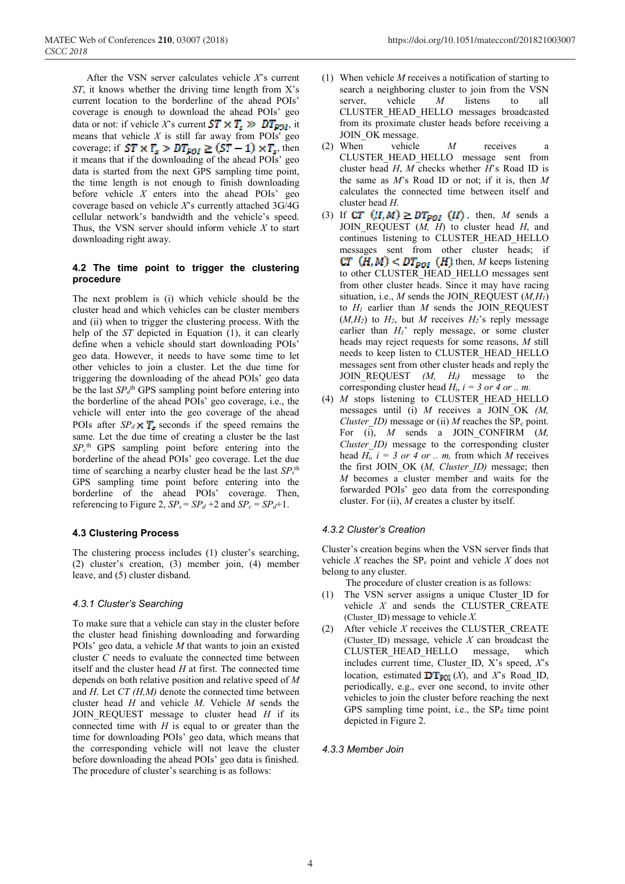After the VSN server calculates vehicle *X*'s current *ST*, it knows whether the driving time length from X's current location to the borderline of the ahead POIs' coverage is enough to download the ahead POIs' geo data or not: if vehicle *X*'s current $ST \times T_s \gg DT_{POI}$, it means that vehicle *X* is still far away from POIs' geo coverage; if $ST \times T_s > DT_{POI} \geq (ST-1) \times T_s$, then it means that if the downloading of the ahead POIs' geo data is started from the next GPS sampling time point, the time length is not enough to finish downloading before vehicle *X* enters into the ahead POIs' geo coverage based on vehicle *X*'s currently attached 3G/4G cellular network's bandwidth and the vehicle's speed. Thus, the VSN server should inform vehicle *X* to start downloading right away.

### 4.2 The time point to trigger the clustering procedure

The next problem is (i) which vehicle should be the cluster head and which vehicles can be cluster members and (ii) when to trigger the clustering process. With the help of the *ST* depicted in Equation (1), it can clearly define when a vehicle should start downloading POIs' geo data. However, it needs to have some time to let other vehicles to join a cluster. Let the due time for triggering the downloading of the ahead POIs' geo data be the last $SP_d$th GPS sampling point before entering into the borderline of the ahead POIs' geo coverage, i.e., the vehicle will enter into the geo coverage of the ahead POIs after $SP_d \times T_s$ seconds if the speed remains the same. Let the due time of creating a cluster be the last $SP_c$th GPS sampling point before entering into the borderline of the ahead POIs' geo coverage. Let the due time of searching a nearby cluster head be the last $SP_s$th GPS sampling time point before entering into the borderline of the ahead POIs' coverage. Then, referencing to Figure 2, $SP_s = SP_d + 2$ and $SP_c = SP_d + 1$.

### 4.3 Clustering Process

The clustering process includes (1) cluster's searching, (2) cluster's creation, (3) member join, (4) member leave, and (5) cluster disband.

#### *4.3.1 Cluster's Searching*

To make sure that a vehicle can stay in the cluster before the cluster head finishing downloading and forwarding POIs' geo data, a vehicle *M* that wants to join an existed cluster *C* needs to evaluate the connected time between itself and the cluster head *H* at first. The connected time depends on both relative position and relative speed of *M* and *H*. Let *CT (H,M)* denote the connected time between cluster head *H* and vehicle *M*. Vehicle *M* sends the JOIN_REQUEST message to cluster head *H* if its connected time with *H* is equal to or greater than the time for downloading POIs' geo data, which means that the corresponding vehicle will not leave the cluster before downloading the ahead POIs' geo data is finished. The procedure of cluster's searching is as follows:

(1) When vehicle *M* receives a notification of starting to search a neighboring cluster to join from the VSN server, vehicle *M* listens to all CLUSTER_HEAD_HELLO messages broadcasted from its proximate cluster heads before receiving a JOIN_OK message.
(2) When vehicle *M* receives a CLUSTER_HEAD_HELLO message sent from cluster head *H*, *M* checks whether *H*'s Road ID is the same as *M*'s Road ID or not; if it is, then *M* calculates the connected time between itself and cluster head *H*.
(3) If $CT\ (H,M) \geq DT_{POI}\ (H)$, then, *M* sends a JOIN_REQUEST (*M, H*) to cluster head *H*, and continues listening to CLUSTER_HEAD_HELLO messages sent from other cluster heads; if $CT\ (H,M) < DT_{POI}\ (H)$ then, *M* keeps listening to other CLUSTER_HEAD_HELLO messages sent from other cluster heads. Since it may have racing situation, i.e., *M* sends the JOIN_REQUEST ($M,H_1$) to $H_1$ earlier than *M* sends the JOIN_REQUEST ($M,H_2$) to $H_2$, but *M* receives $H_2$'s reply message earlier than $H_1$' reply message, or some cluster heads may reject requests for some reasons, *M* still needs to keep listen to CLUSTER_HEAD_HELLO messages sent from other cluster heads and reply the JOIN_REQUEST *(M, $H_i$)* message to the corresponding cluster head $H_i$, *i = 3 or 4 or .. m.*
(4) *M* stops listening to CLUSTER_HEAD_HELLO messages until (i) *M* receives a JOIN_OK *(M, Cluster_ID)* message or (ii) *M* reaches the $SP_c$ point. For (i), *M* sends a JOIN_CONFIRM *(M, Cluster_ID)* message to the corresponding cluster head $H_i$, *i = 3 or 4 or .. m,* from which *M* receives the first JOIN_OK *(M, Cluster_ID)* message; then *M* becomes a cluster member and waits for the forwarded POIs' geo data from the corresponding cluster. For (ii), *M* creates a cluster by itself.

#### *4.3.2 Cluster's Creation*

Cluster's creation begins when the VSN server finds that vehicle *X* reaches the $SP_c$ point and vehicle *X* does not belong to any cluster.

The procedure of cluster creation is as follows:

(1) The VSN server assigns a unique Cluster_ID for vehicle *X* and sends the CLUSTER_CREATE (Cluster_ID) message to vehicle *X.*
(2) After vehicle *X* receives the CLUSTER_CREATE (Cluster_ID) message, vehicle *X* can broadcast the CLUSTER_HEAD_HELLO message, which includes current time, Cluster_ID, X's speed, *X*'s location, estimated $DT_{POI}$ (*X*), and *X*'s Road_ID, periodically, e.g., ever one second, to invite other vehicles to join the cluster before reaching the next GPS sampling time point, i.e., the $SP_d$ time point depicted in Figure 2.

#### *4.3.3 Member Join*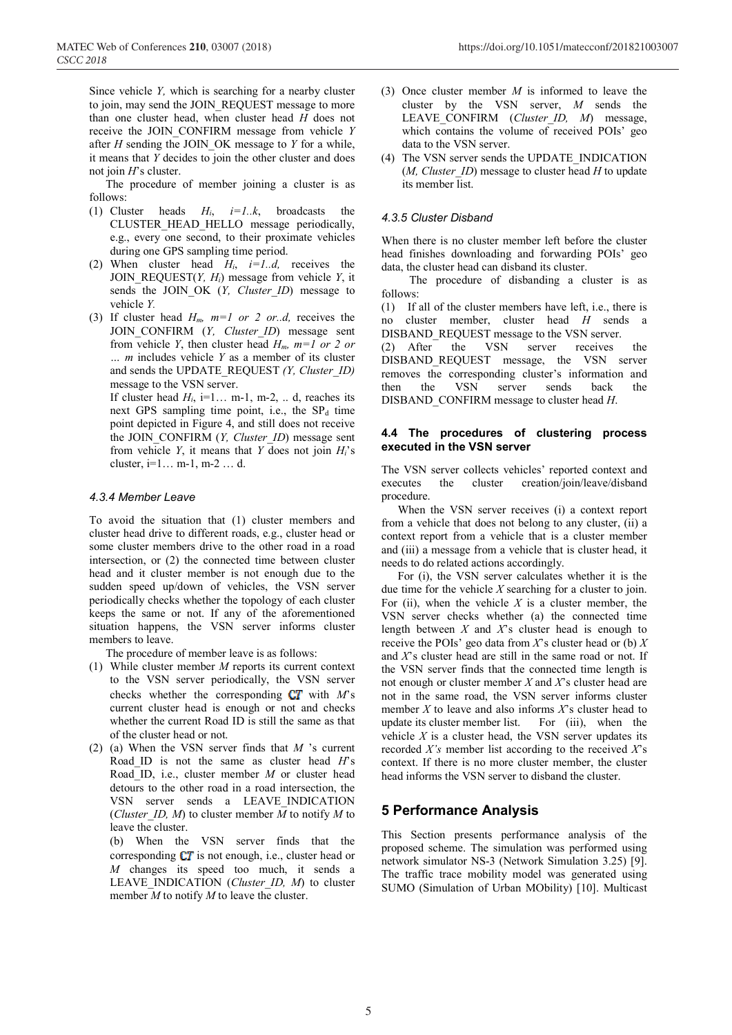Since vehicle *Y,* which is searching for a nearby cluster to join, may send the JOIN_REQUEST message to more than one cluster head, when cluster head *H* does not receive the JOIN_CONFIRM message from vehicle *Y* after *H* sending the JOIN_OK message to *Y* for a while, it means that *Y* decides to join the other cluster and does not join *H*'s cluster.

The procedure of member joining a cluster is as follows:

(1) Cluster heads $H_i$, $i=1..k$, broadcasts the CLUSTER_HEAD_HELLO message periodically, e.g., every one second, to their proximate vehicles during one GPS sampling time period.
(2) When cluster head $H_i$, $i=1..d$, receives the JOIN_REQUEST(*Y*, $H_i$) message from vehicle *Y*, it sends the JOIN_OK (*Y, Cluster_ID*) message to vehicle *Y.*
(3) If cluster head $H_m$, $m=1$ *or 2 or..d,* receives the JOIN_CONFIRM (*Y, Cluster_ID*) message sent from vehicle *Y*, then cluster head $H_m$, *m=1 or 2 or … m* includes vehicle *Y* as a member of its cluster and sends the UPDATE_REQUEST *(Y, Cluster_ID)* message to the VSN server.
If cluster head $H_i$, i=1… m-1, m-2, .. d, reaches its next GPS sampling time point, i.e., the $SP_d$ time point depicted in Figure 4, and still does not receive the JOIN_CONFIRM (*Y, Cluster_ID*) message sent from vehicle *Y*, it means that *Y* does not join $H_i$'s cluster, i=1… m-1, m-2 … d.

#### *4.3.4 Member Leave*

To avoid the situation that (1) cluster members and cluster head drive to different roads, e.g., cluster head or some cluster members drive to the other road in a road intersection, or (2) the connected time between cluster head and it cluster member is not enough due to the sudden speed up/down of vehicles, the VSN server periodically checks whether the topology of each cluster keeps the same or not. If any of the aforementioned situation happens, the VSN server informs cluster members to leave.

The procedure of member leave is as follows:

(1) While cluster member *M* reports its current context to the VSN server periodically, the VSN server checks whether the corresponding $CT$ with *M*'s current cluster head is enough or not and checks whether the current Road ID is still the same as that of the cluster head or not.
(2) (a) When the VSN server finds that *M* 's current Road_ID is not the same as cluster head *H*'s Road_ID, i.e., cluster member *M* or cluster head detours to the other road in a road intersection, the VSN server sends a LEAVE_INDICATION (*Cluster_ID, M*) to cluster member *M* to notify *M* to leave the cluster.
(b) When the VSN server finds that the corresponding $CT$ is not enough, i.e., cluster head or *M* changes its speed too much, it sends a LEAVE_INDICATION (*Cluster_ID, M*) to cluster member *M* to notify *M* to leave the cluster.
(3) Once cluster member *M* is informed to leave the cluster by the VSN server, *M* sends the LEAVE_CONFIRM (*Cluster_ID, M*) message, which contains the volume of received POIs' geo data to the VSN server.
(4) The VSN server sends the UPDATE_INDICATION (*M, Cluster_ID*) message to cluster head *H* to update its member list.

#### *4.3.5 Cluster Disband*

When there is no cluster member left before the cluster head finishes downloading and forwarding POIs' geo data, the cluster head can disband its cluster.

The procedure of disbanding a cluster is as follows:

(1) If all of the cluster members have left, i.e., there is no cluster member, cluster head *H* sends a DISBAND_REQUEST message to the VSN server.
(2) After the VSN server receives the DISBAND_REQUEST message, the VSN server removes the corresponding cluster's information and then the VSN server sends back the DISBAND_CONFIRM message to cluster head *H*.

### 4.4 The procedures of clustering process executed in the VSN server

The VSN server collects vehicles' reported context and executes the cluster creation/join/leave/disband procedure.

When the VSN server receives (i) a context report from a vehicle that does not belong to any cluster, (ii) a context report from a vehicle that is a cluster member and (iii) a message from a vehicle that is cluster head, it needs to do related actions accordingly.

For (i), the VSN server calculates whether it is the due time for the vehicle *X* searching for a cluster to join. For (ii), when the vehicle *X* is a cluster member, the VSN server checks whether (a) the connected time length between *X* and *X*'s cluster head is enough to receive the POIs' geo data from *X*'s cluster head or (b) *X* and *X*'s cluster head are still in the same road or not. If the VSN server finds that the connected time length is not enough or cluster member *X* and *X*'s cluster head are not in the same road, the VSN server informs cluster member *X* to leave and also informs *X*'s cluster head to update its cluster member list. For (iii), when the vehicle *X* is a cluster head, the VSN server updates its recorded *X's* member list according to the received *X*'s context. If there is no more cluster member, the cluster head informs the VSN server to disband the cluster.

## 5 Performance Analysis

This Section presents performance analysis of the proposed scheme. The simulation was performed using network simulator NS-3 (Network Simulation 3.25) [9]. The traffic trace mobility model was generated using SUMO (Simulation of Urban MObility) [10]. Multicast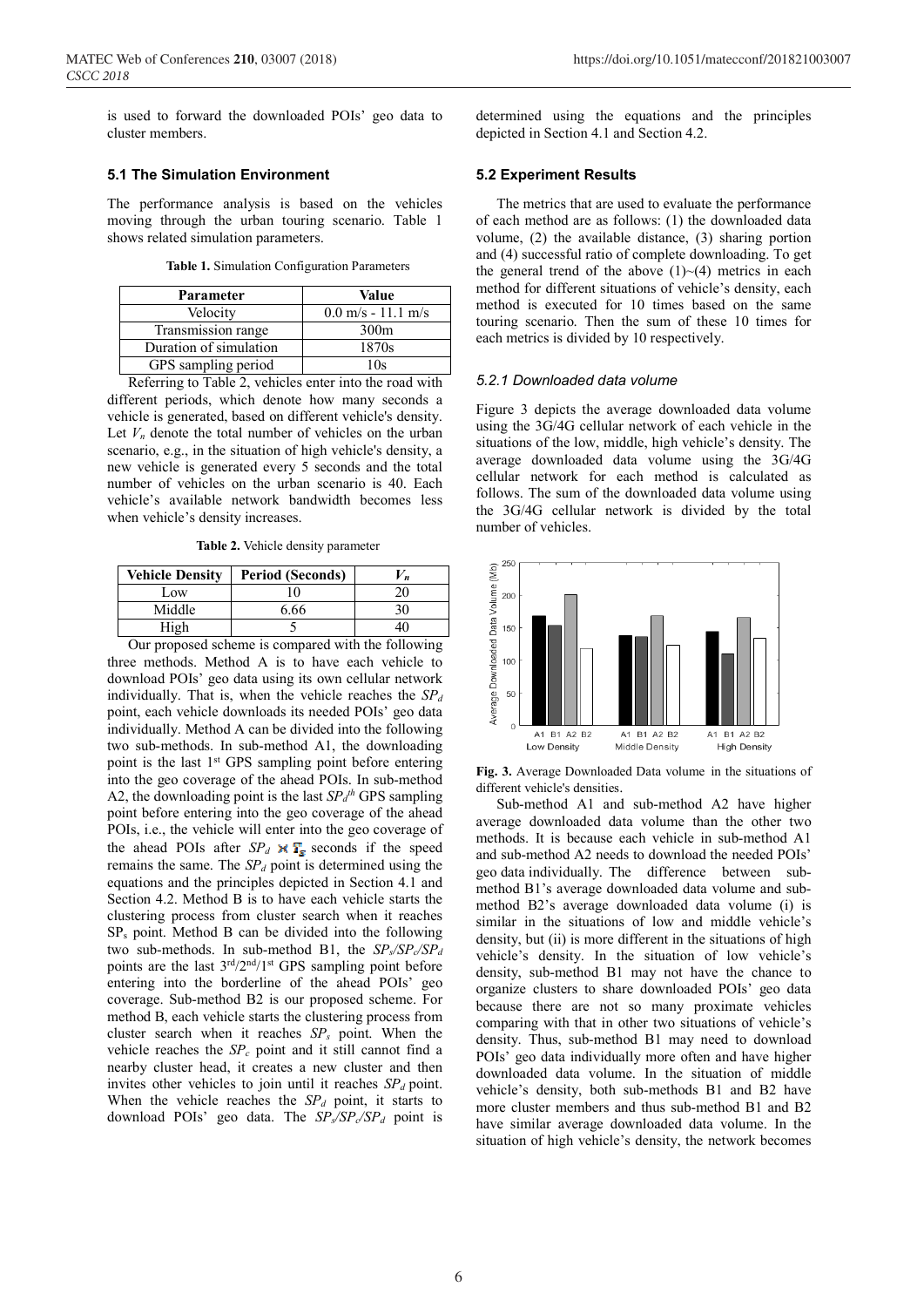is used to forward the downloaded POIs' geo data to cluster members.

### 5.1 The Simulation Environment

The performance analysis is based on the vehicles moving through the urban touring scenario. Table 1 shows related simulation parameters.

**Table 1.** Simulation Configuration Parameters

| Parameter | Value |
|---|---|
| Velocity | 0.0 m/s - 11.1 m/s |
| Transmission range | 300m |
| Duration of simulation | 1870s |
| GPS sampling period | 10s |

Referring to Table 2, vehicles enter into the road with different periods, which denote how many seconds a vehicle is generated, based on different vehicle's density. Let $V_n$ denote the total number of vehicles on the urban scenario, e.g., in the situation of high vehicle's density, a new vehicle is generated every 5 seconds and the total number of vehicles on the urban scenario is 40. Each vehicle's available network bandwidth becomes less when vehicle's density increases.

**Table 2.** Vehicle density parameter

| Vehicle Density | Period (Seconds) | $V_n$ |
|---|---|---|
| Low | 10 | 20 |
| Middle | 6.66 | 30 |
| High | 5 | 40 |

Our proposed scheme is compared with the following three methods. Method A is to have each vehicle to download POIs' geo data using its own cellular network individually. That is, when the vehicle reaches the $SP_d$ point, each vehicle downloads its needed POIs' geo data individually. Method A can be divided into the following two sub-methods. In sub-method A1, the downloading point is the last 1st GPS sampling point before entering into the geo coverage of the ahead POIs. In sub-method A2, the downloading point is the last $SP_d{}^{th}$ GPS sampling point before entering into the geo coverage of the ahead POIs, i.e., the vehicle will enter into the geo coverage of the ahead POIs after $SP_d \times T_g$ seconds if the speed remains the same. The $SP_d$ point is determined using the equations and the principles depicted in Section 4.1 and Section 4.2. Method B is to have each vehicle starts the clustering process from cluster search when it reaches $SP_s$ point. Method B can be divided into the following two sub-methods. In sub-method B1, the $SP_s/SP_c/SP_d$ points are the last 3rd/2nd/1st GPS sampling point before entering into the borderline of the ahead POIs' geo coverage. Sub-method B2 is our proposed scheme. For method B, each vehicle starts the clustering process from cluster search when it reaches $SP_s$ point. When the vehicle reaches the $SP_c$ point and it still cannot find a nearby cluster head, it creates a new cluster and then invites other vehicles to join until it reaches $SP_d$ point. When the vehicle reaches the $SP_d$ point, it starts to download POIs' geo data. The $SP_s/SP_c/SP_d$ point is determined using the equations and the principles depicted in Section 4.1 and Section 4.2.

### 5.2 Experiment Results

The metrics that are used to evaluate the performance of each method are as follows: (1) the downloaded data volume, (2) the available distance, (3) sharing portion and (4) successful ratio of complete downloading. To get the general trend of the above (1)~(4) metrics in each method for different situations of vehicle's density, each method is executed for 10 times based on the same touring scenario. Then the sum of these 10 times for each metrics is divided by 10 respectively.

#### *5.2.1 Downloaded data volume*

Figure 3 depicts the average downloaded data volume using the 3G/4G cellular network of each vehicle in the situations of the low, middle, high vehicle's density. The average downloaded data volume using the 3G/4G cellular network for each method is calculated as follows. The sum of the downloaded data volume using the 3G/4G cellular network is divided by the total number of vehicles.

**Fig. 3.** Average Downloaded Data volume in the situations of different vehicle's densities.

Sub-method A1 and sub-method A2 have higher average downloaded data volume than the other two methods. It is because each vehicle in sub-method A1 and sub-method A2 needs to download the needed POIs' geo data individually. The difference between sub-method B1's average downloaded data volume and sub-method B2's average downloaded data volume (i) is similar in the situations of low and middle vehicle's density, but (ii) is more different in the situations of high vehicle's density. In the situation of low vehicle's density, sub-method B1 may not have the chance to organize clusters to share downloaded POIs' geo data because there are not so many proximate vehicles comparing with that in other two situations of vehicle's density. Thus, sub-method B1 may need to download POIs' geo data individually more often and have higher downloaded data volume. In the situation of middle vehicle's density, both sub-methods B1 and B2 have more cluster members and thus sub-method B1 and B2 have similar average downloaded data volume. In the situation of high vehicle's density, the network becomes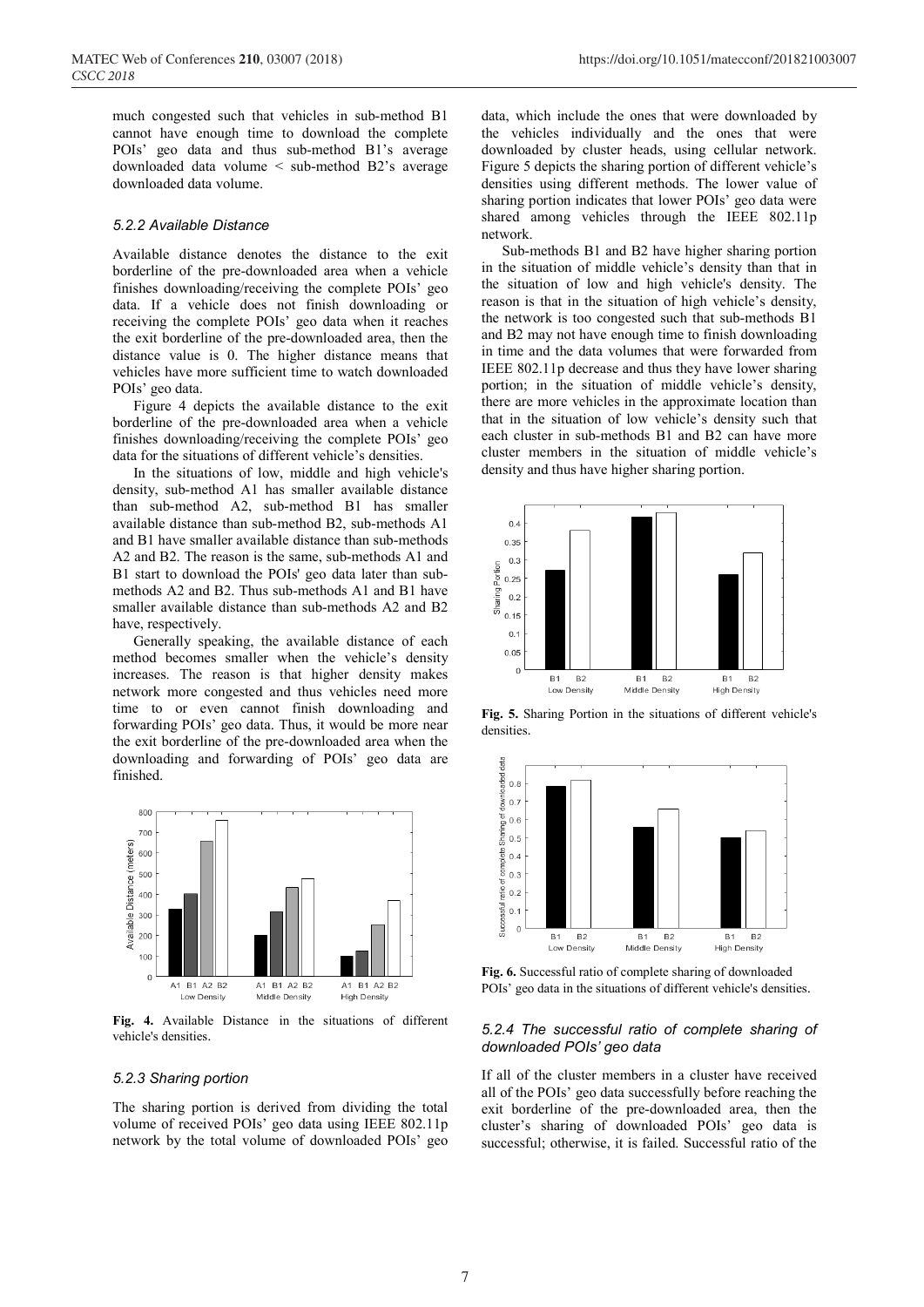much congested such that vehicles in sub-method B1 cannot have enough time to download the complete POIs' geo data and thus sub-method B1's average downloaded data volume < sub-method B2's average downloaded data volume.

### 5.2.2 Available Distance

Available distance denotes the distance to the exit borderline of the pre-downloaded area when a vehicle finishes downloading/receiving the complete POIs' geo data. If a vehicle does not finish downloading or receiving the complete POIs' geo data when it reaches the exit borderline of the pre-downloaded area, then the distance value is 0. The higher distance means that vehicles have more sufficient time to watch downloaded POIs' geo data.

Figure 4 depicts the available distance to the exit borderline of the pre-downloaded area when a vehicle finishes downloading/receiving the complete POIs' geo data for the situations of different vehicle's densities.

In the situations of low, middle and high vehicle's density, sub-method A1 has smaller available distance than sub-method A2, sub-method B1 has smaller available distance than sub-method B2, sub-methods A1 and B1 have smaller available distance than sub-methods A2 and B2. The reason is the same, sub-methods A1 and B1 start to download the POIs' geo data later than sub-methods A2 and B2. Thus sub-methods A1 and B1 have smaller available distance than sub-methods A2 and B2 have, respectively.

Generally speaking, the available distance of each method becomes smaller when the vehicle's density increases. The reason is that higher density makes network more congested and thus vehicles need more time to or even cannot finish downloading and forwarding POIs' geo data. Thus, it would be more near the exit borderline of the pre-downloaded area when the downloading and forwarding of POIs' geo data are finished.

**Fig. 4.** Available Distance in the situations of different vehicle's densities.

### 5.2.3 Sharing portion

The sharing portion is derived from dividing the total volume of received POIs' geo data using IEEE 802.11p network by the total volume of downloaded POIs' geo data, which include the ones that were downloaded by the vehicles individually and the ones that were downloaded by cluster heads, using cellular network. Figure 5 depicts the sharing portion of different vehicle's densities using different methods. The lower value of sharing portion indicates that lower POIs' geo data were shared among vehicles through the IEEE 802.11p network.

Sub-methods B1 and B2 have higher sharing portion in the situation of middle vehicle's density than that in the situation of low and high vehicle's density. The reason is that in the situation of high vehicle's density, the network is too congested such that sub-methods B1 and B2 may not have enough time to finish downloading in time and the data volumes that were forwarded from IEEE 802.11p decrease and thus they have lower sharing portion; in the situation of middle vehicle's density, there are more vehicles in the approximate location than that in the situation of low vehicle's density such that each cluster in sub-methods B1 and B2 can have more cluster members in the situation of middle vehicle's density and thus have higher sharing portion.

**Fig. 5.** Sharing Portion in the situations of different vehicle's densities.

**Fig. 6.** Successful ratio of complete sharing of downloaded POIs' geo data in the situations of different vehicle's densities.

### 5.2.4 The successful ratio of complete sharing of downloaded POIs' geo data

If all of the cluster members in a cluster have received all of the POIs' geo data successfully before reaching the exit borderline of the pre-downloaded area, then the cluster's sharing of downloaded POIs' geo data is successful; otherwise, it is failed. Successful ratio of the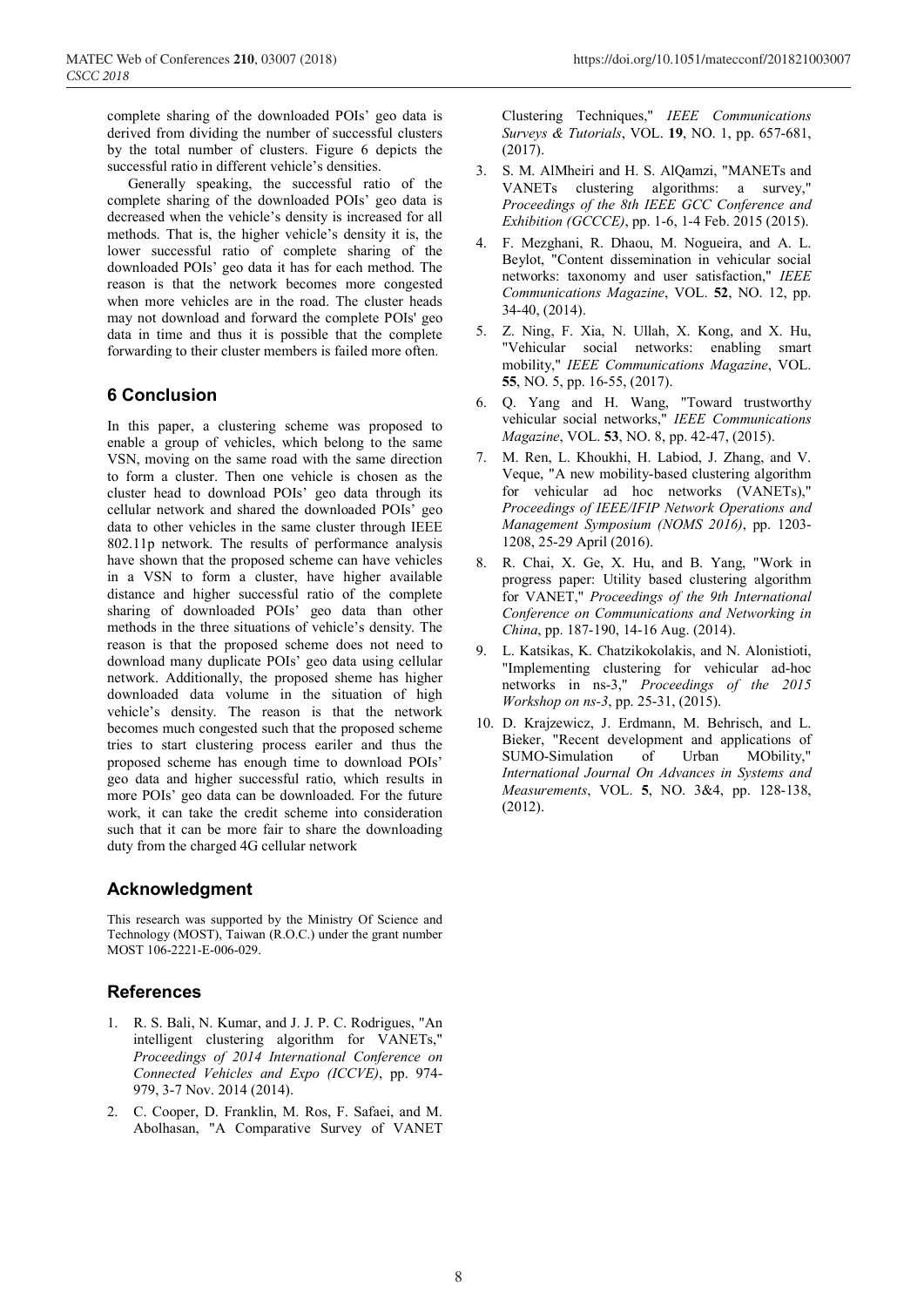complete sharing of the downloaded POIs' geo data is derived from dividing the number of successful clusters by the total number of clusters. Figure 6 depicts the successful ratio in different vehicle's densities.

Generally speaking, the successful ratio of the complete sharing of the downloaded POIs' geo data is decreased when the vehicle's density is increased for all methods. That is, the higher vehicle's density it is, the lower successful ratio of complete sharing of the downloaded POIs' geo data it has for each method. The reason is that the network becomes more congested when more vehicles are in the road. The cluster heads may not download and forward the complete POIs' geo data in time and thus it is possible that the complete forwarding to their cluster members is failed more often.

## 6 Conclusion

In this paper, a clustering scheme was proposed to enable a group of vehicles, which belong to the same VSN, moving on the same road with the same direction to form a cluster. Then one vehicle is chosen as the cluster head to download POIs' geo data through its cellular network and shared the downloaded POIs' geo data to other vehicles in the same cluster through IEEE 802.11p network. The results of performance analysis have shown that the proposed scheme can have vehicles in a VSN to form a cluster, have higher available distance and higher successful ratio of the complete sharing of downloaded POIs' geo data than other methods in the three situations of vehicle's density. The reason is that the proposed scheme does not need to download many duplicate POIs' geo data using cellular network. Additionally, the proposed sheme has higher downloaded data volume in the situation of high vehicle's density. The reason is that the network becomes much congested such that the proposed scheme tries to start clustering process eariler and thus the proposed scheme has enough time to download POIs' geo data and higher successful ratio, which results in more POIs' geo data can be downloaded. For the future work, it can take the credit scheme into consideration such that it can be more fair to share the downloading duty from the charged 4G cellular network

## Acknowledgment

This research was supported by the Ministry Of Science and Technology (MOST), Taiwan (R.O.C.) under the grant number MOST 106-2221-E-006-029.

## References

1. R. S. Bali, N. Kumar, and J. J. P. C. Rodrigues, "An intelligent clustering algorithm for VANETs," *Proceedings of 2014 International Conference on Connected Vehicles and Expo (ICCVE)*, pp. 974-979, 3-7 Nov. 2014 (2014).
2. C. Cooper, D. Franklin, M. Ros, F. Safaei, and M. Abolhasan, "A Comparative Survey of VANET Clustering Techniques," *IEEE Communications Surveys & Tutorials*, VOL. **19**, NO. 1, pp. 657-681, (2017).
3. S. M. AlMheiri and H. S. AlQamzi, "MANETs and VANETs clustering algorithms: a survey," *Proceedings of the 8th IEEE GCC Conference and Exhibition (GCCCE)*, pp. 1-6, 1-4 Feb. 2015 (2015).
4. F. Mezghani, R. Dhaou, M. Nogueira, and A. L. Beylot, "Content dissemination in vehicular social networks: taxonomy and user satisfaction," *IEEE Communications Magazine*, VOL. **52**, NO. 12, pp. 34-40, (2014).
5. Z. Ning, F. Xia, N. Ullah, X. Kong, and X. Hu, "Vehicular social networks: enabling smart mobility," *IEEE Communications Magazine*, VOL. **55**, NO. 5, pp. 16-55, (2017).
6. Q. Yang and H. Wang, "Toward trustworthy vehicular social networks," *IEEE Communications Magazine*, VOL. **53**, NO. 8, pp. 42-47, (2015).
7. M. Ren, L. Khoukhi, H. Labiod, J. Zhang, and V. Veque, "A new mobility-based clustering algorithm for vehicular ad hoc networks (VANETs)," *Proceedings of IEEE/IFIP Network Operations and Management Symposium (NOMS 2016)*, pp. 1203-1208, 25-29 April (2016).
8. R. Chai, X. Ge, X. Hu, and B. Yang, "Work in progress paper: Utility based clustering algorithm for VANET," *Proceedings of the 9th International Conference on Communications and Networking in China*, pp. 187-190, 14-16 Aug. (2014).
9. L. Katsikas, K. Chatzikokolakis, and N. Alonistioti, "Implementing clustering for vehicular ad-hoc networks in ns-3," *Proceedings of the 2015 Workshop on ns-3*, pp. 25-31, (2015).
10. D. Krajzewicz, J. Erdmann, M. Behrisch, and L. Bieker, "Recent development and applications of SUMO-Simulation of Urban MObility," *International Journal On Advances in Systems and Measurements*, VOL. **5**, NO. 3&4, pp. 128-138, (2012).